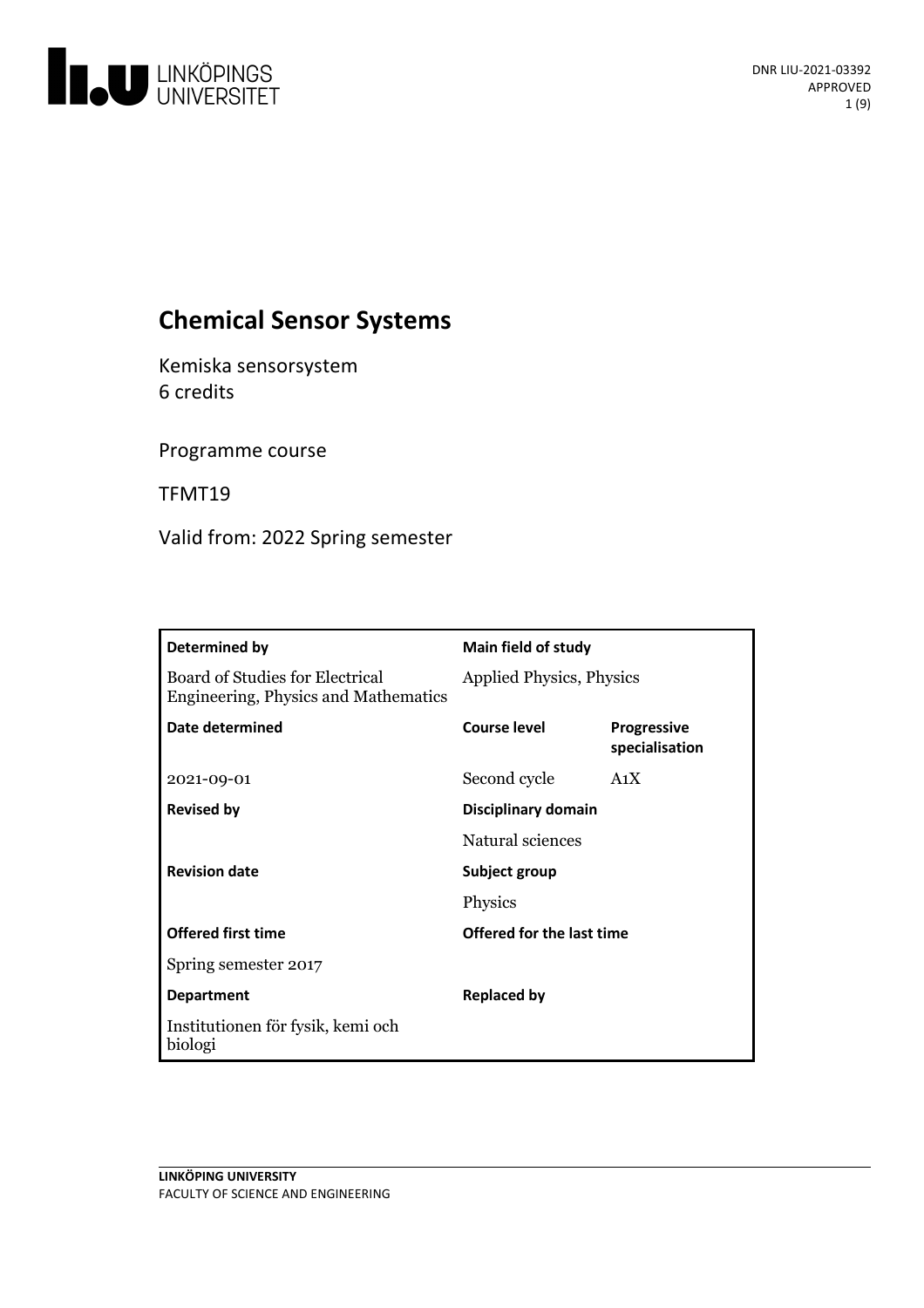# Chemical Sensor Systems

Kemiska sensorsystem
6 credits

Programme course

TFMT19

Valid from: 2022 Spring semester

| Determined by | Main field of study | |
|---|---|---|
| Board of Studies for Electrical Engineering, Physics and Mathematics | Applied Physics, Physics | |
| **Date determined** | **Course level** | **Progressive specialisation** |
| 2021-09-01 | Second cycle | A1X |
| **Revised by** | **Disciplinary domain** | |
| | Natural sciences | |
| **Revision date** | **Subject group** | |
| | Physics | |
| **Offered first time** | **Offered for the last time** | |
| Spring semester 2017 | | |
| **Department** | **Replaced by** | |
| Institutionen för fysik, kemi och biologi | | |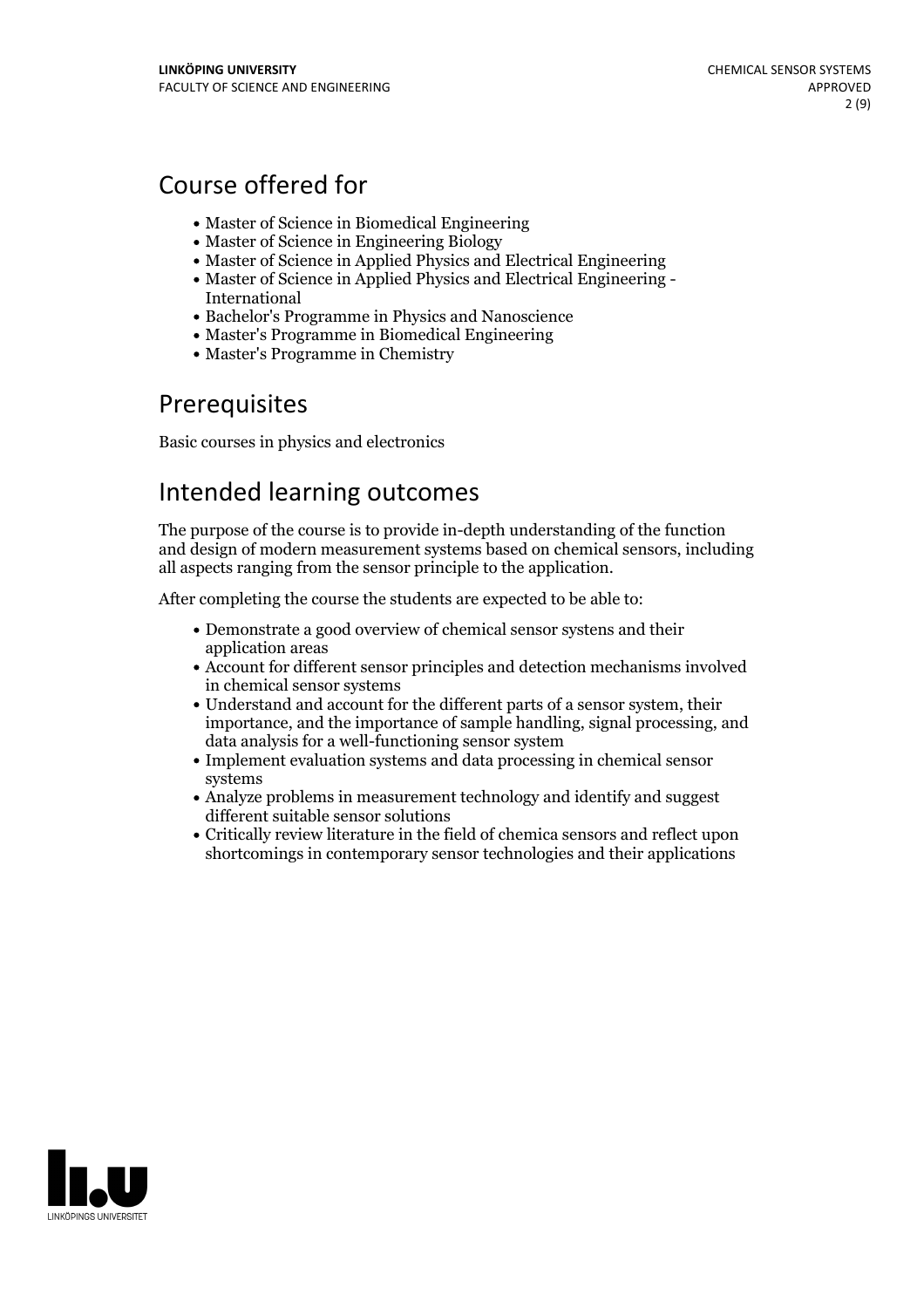## Course offered for

- Master of Science in Biomedical Engineering
- Master of Science in Engineering Biology
- Master of Science in Applied Physics and Electrical Engineering
- Master of Science in Applied Physics and Electrical Engineering - International
- Bachelor's Programme in Physics and Nanoscience
- Master's Programme in Biomedical Engineering
- Master's Programme in Chemistry

## Prerequisites

Basic courses in physics and electronics

## Intended learning outcomes

The purpose of the course is to provide in-depth understanding of the function and design of modern measurement systems based on chemical sensors, including all aspects ranging from the sensor principle to the application.

After completing the course the students are expected to be able to:

- Demonstrate a good overview of chemical sensor systens and their application areas
- Account for different sensor principles and detection mechanisms involved in chemical sensor systems
- Understand and account for the different parts of a sensor system, their importance, and the importance of sample handling, signal processing, and data analysis for a well-functioning sensor system
- Implement evaluation systems and data processing in chemical sensor systems
- Analyze problems in measurement technology and identify and suggest different suitable sensor solutions
- Critically review literature in the field of chemica sensors and reflect upon shortcomings in contemporary sensor technologies and their applications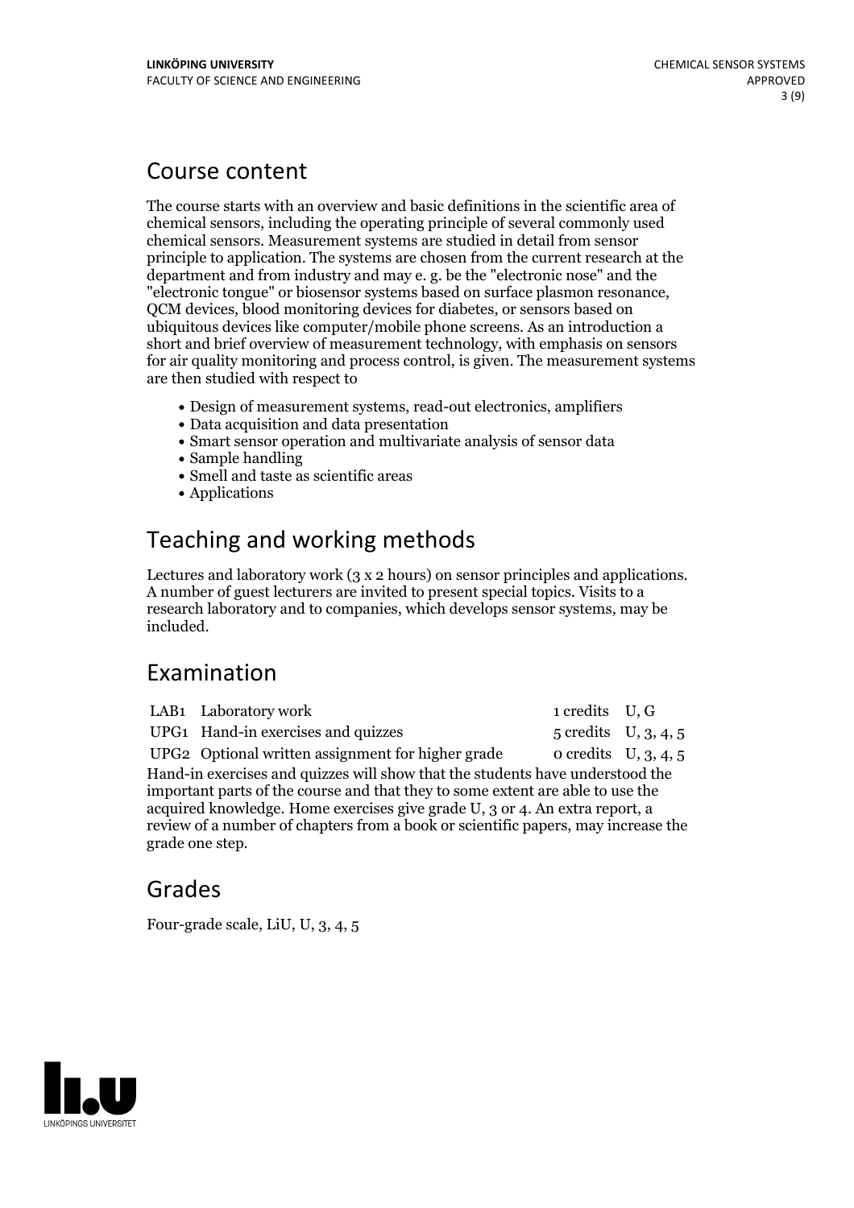## Course content

The course starts with an overview and basic definitions in the scientific area of chemical sensors, including the operating principle of several commonly used chemical sensors. Measurement systems are studied in detail from sensor principle to application. The systems are chosen from the current research at the department and from industry and may e. g. be the "electronic nose" and the "electronic tongue" or biosensor systems based on surface plasmon resonance, QCM devices, blood monitoring devices for diabetes, or sensors based on ubiquitous devices like computer/mobile phone screens. As an introduction a short and brief overview of measurement technology, with emphasis on sensors for air quality monitoring and process control, is given. The measurement systems are then studied with respect to

- Design of measurement systems, read-out electronics, amplifiers
- Data acquisition and data presentation
- Smart sensor operation and multivariate analysis of sensor data
- Sample handling
- Smell and taste as scientific areas
- Applications

## Teaching and working methods

Lectures and laboratory work (3 x 2 hours) on sensor principles and applications. A number of guest lecturers are invited to present special topics. Visits to a research laboratory and to companies, which develops sensor systems, may be included.

## Examination

| | | | |
|---|---|---|---|
| LAB1 | Laboratory work | 1 credits | U, G |
| UPG1 | Hand-in exercises and quizzes | 5 credits | U, 3, 4, 5 |
| UPG2 | Optional written assignment for higher grade | 0 credits | U, 3, 4, 5 |

Hand-in exercises and quizzes will show that the students have understood the important parts of the course and that they to some extent are able to use the acquired knowledge. Home exercises give grade U, 3 or 4. An extra report, a review of a number of chapters from a book or scientific papers, may increase the grade one step.

## Grades

Four-grade scale, LiU, U, 3, 4, 5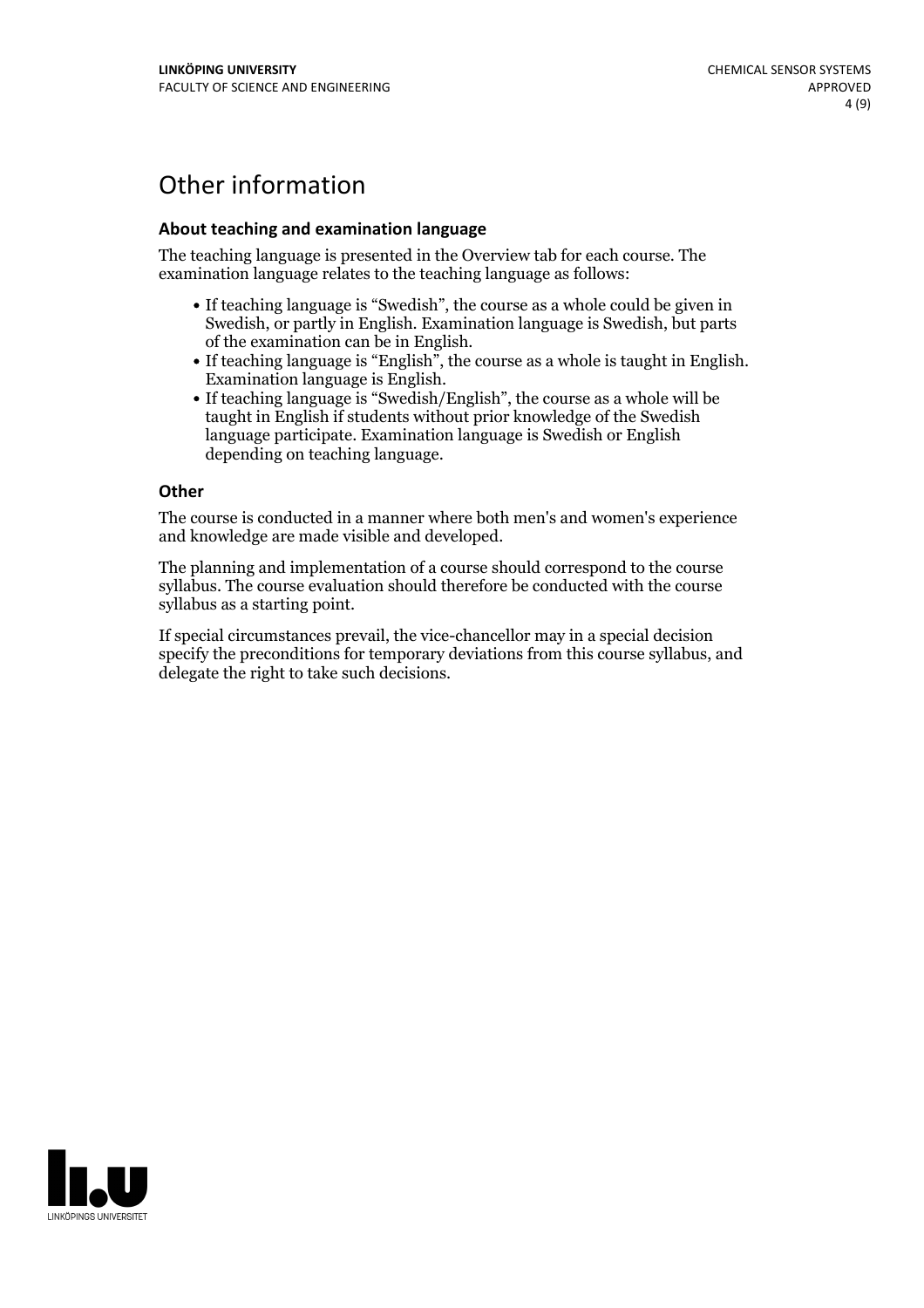# Other information

### About teaching and examination language

The teaching language is presented in the Overview tab for each course. The examination language relates to the teaching language as follows:

- If teaching language is "Swedish", the course as a whole could be given in Swedish, or partly in English. Examination language is Swedish, but parts of the examination can be in English.
- If teaching language is "English", the course as a whole is taught in English. Examination language is English.
- If teaching language is "Swedish/English", the course as a whole will be taught in English if students without prior knowledge of the Swedish language participate. Examination language is Swedish or English depending on teaching language.

### Other

The course is conducted in a manner where both men's and women's experience and knowledge are made visible and developed.

The planning and implementation of a course should correspond to the course syllabus. The course evaluation should therefore be conducted with the course syllabus as a starting point.

If special circumstances prevail, the vice-chancellor may in a special decision specify the preconditions for temporary deviations from this course syllabus, and delegate the right to take such decisions.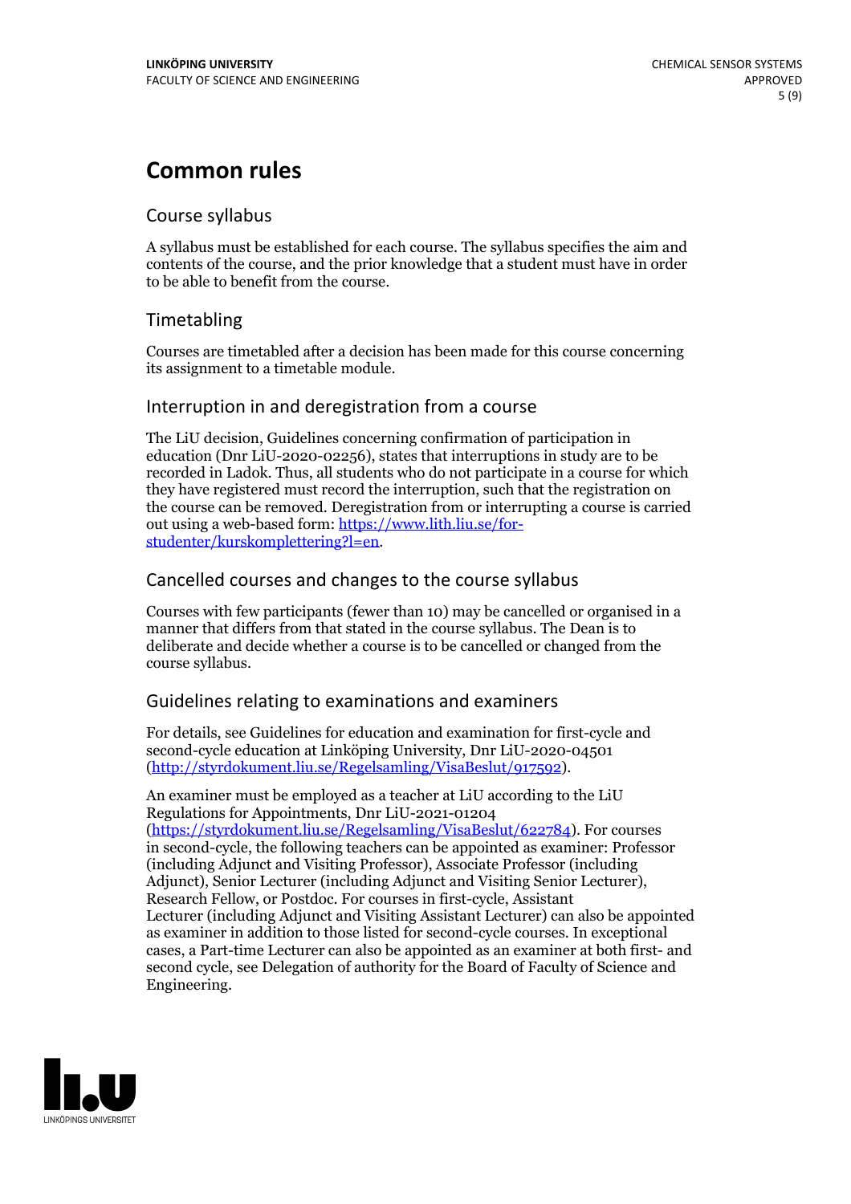# Common rules

## Course syllabus

A syllabus must be established for each course. The syllabus specifies the aim and contents of the course, and the prior knowledge that a student must have in order to be able to benefit from the course.

## Timetabling

Courses are timetabled after a decision has been made for this course concerning its assignment to a timetable module.

## Interruption in and deregistration from a course

The LiU decision, Guidelines concerning confirmation of participation in education (Dnr LiU-2020-02256), states that interruptions in study are to be recorded in Ladok. Thus, all students who do not participate in a course for which they have registered must record the interruption, such that the registration on the course can be removed. Deregistration from or interrupting a course is carried out using a web-based form: [https://www.lith.liu.se/for-studenter/kurskomplettering?l=en](https://www.lith.liu.se/for-studenter/kurskomplettering?l=en).

## Cancelled courses and changes to the course syllabus

Courses with few participants (fewer than 10) may be cancelled or organised in a manner that differs from that stated in the course syllabus. The Dean is to deliberate and decide whether a course is to be cancelled or changed from the course syllabus.

## Guidelines relating to examinations and examiners

For details, see Guidelines for education and examination for first-cycle and second-cycle education at Linköping University, Dnr LiU-2020-04501 ([http://styrdokument.liu.se/Regelsamling/VisaBeslut/917592](http://styrdokument.liu.se/Regelsamling/VisaBeslut/917592)).

An examiner must be employed as a teacher at LiU according to the LiU Regulations for Appointments, Dnr LiU-2021-01204 ([https://styrdokument.liu.se/Regelsamling/VisaBeslut/622784](https://styrdokument.liu.se/Regelsamling/VisaBeslut/622784)). For courses in second-cycle, the following teachers can be appointed as examiner: Professor (including Adjunct and Visiting Professor), Associate Professor (including Adjunct), Senior Lecturer (including Adjunct and Visiting Senior Lecturer), Research Fellow, or Postdoc. For courses in first-cycle, Assistant Lecturer (including Adjunct and Visiting Assistant Lecturer) can also be appointed as examiner in addition to those listed for second-cycle courses. In exceptional cases, a Part-time Lecturer can also be appointed as an examiner at both first- and second cycle, see Delegation of authority for the Board of Faculty of Science and Engineering.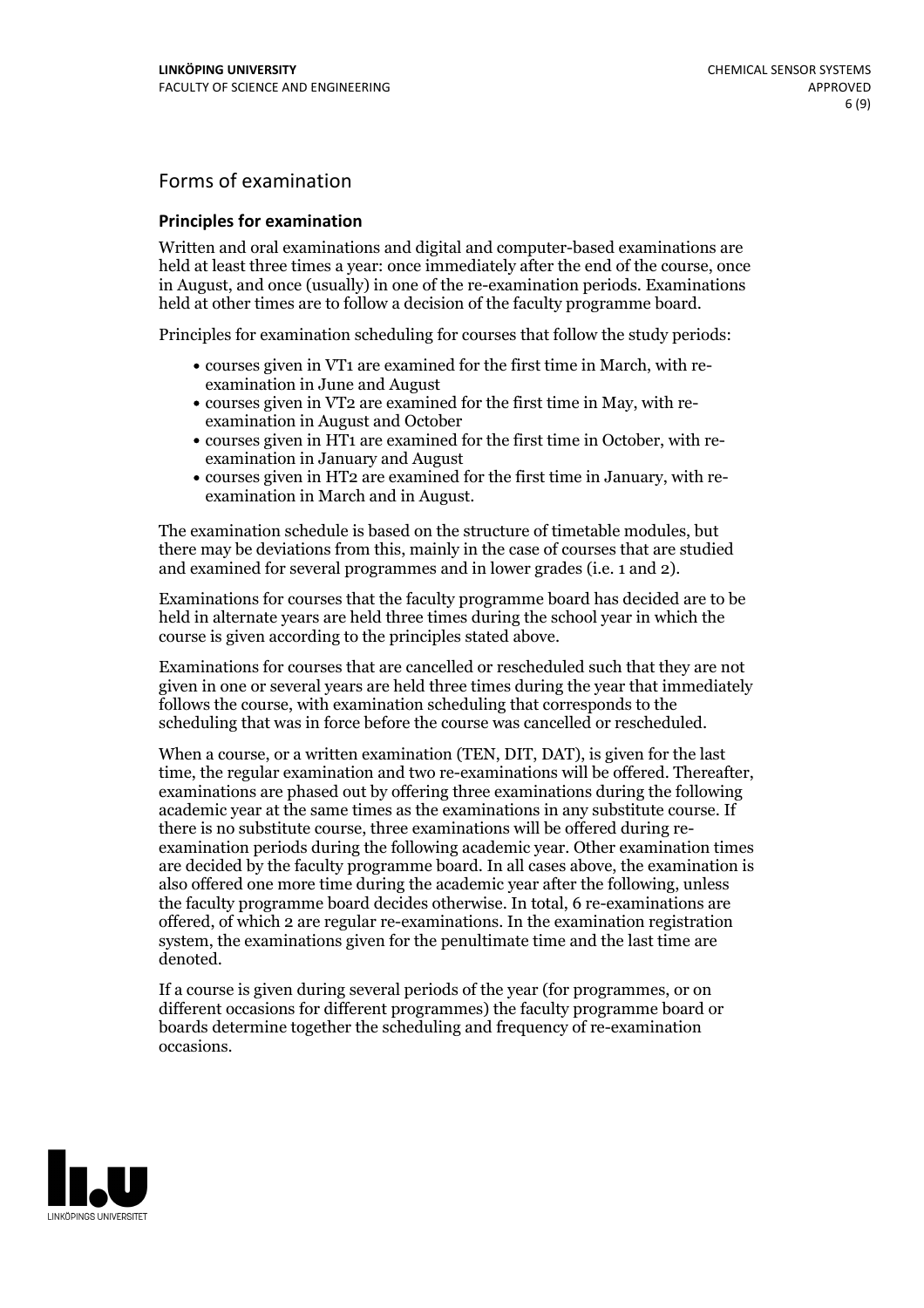# Forms of examination

### Principles for examination

Written and oral examinations and digital and computer-based examinations are held at least three times a year: once immediately after the end of the course, once in August, and once (usually) in one of the re-examination periods. Examinations held at other times are to follow a decision of the faculty programme board.

Principles for examination scheduling for courses that follow the study periods:

- courses given in VT1 are examined for the first time in March, with re-examination in June and August
- courses given in VT2 are examined for the first time in May, with re-examination in August and October
- courses given in HT1 are examined for the first time in October, with re-examination in January and August
- courses given in HT2 are examined for the first time in January, with re-examination in March and in August.

The examination schedule is based on the structure of timetable modules, but there may be deviations from this, mainly in the case of courses that are studied and examined for several programmes and in lower grades (i.e. 1 and 2).

Examinations for courses that the faculty programme board has decided are to be held in alternate years are held three times during the school year in which the course is given according to the principles stated above.

Examinations for courses that are cancelled or rescheduled such that they are not given in one or several years are held three times during the year that immediately follows the course, with examination scheduling that corresponds to the scheduling that was in force before the course was cancelled or rescheduled.

When a course, or a written examination (TEN, DIT, DAT), is given for the last time, the regular examination and two re-examinations will be offered. Thereafter, examinations are phased out by offering three examinations during the following academic year at the same times as the examinations in any substitute course. If there is no substitute course, three examinations will be offered during re-examination periods during the following academic year. Other examination times are decided by the faculty programme board. In all cases above, the examination is also offered one more time during the academic year after the following, unless the faculty programme board decides otherwise. In total, 6 re-examinations are offered, of which 2 are regular re-examinations. In the examination registration system, the examinations given for the penultimate time and the last time are denoted.

If a course is given during several periods of the year (for programmes, or on different occasions for different programmes) the faculty programme board or boards determine together the scheduling and frequency of re-examination occasions.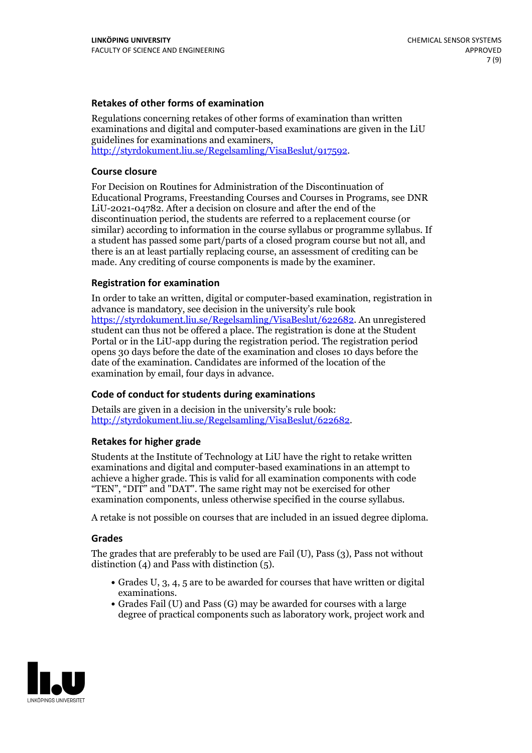### Retakes of other forms of examination

Regulations concerning retakes of other forms of examination than written examinations and digital and computer-based examinations are given in the LiU guidelines for examinations and examiners, http://styrdokument.liu.se/Regelsamling/VisaBeslut/917592.

### Course closure

For Decision on Routines for Administration of the Discontinuation of Educational Programs, Freestanding Courses and Courses in Programs, see DNR LiU-2021-04782. After a decision on closure and after the end of the discontinuation period, the students are referred to a replacement course (or similar) according to information in the course syllabus or programme syllabus. If a student has passed some part/parts of a closed program course but not all, and there is an at least partially replacing course, an assessment of crediting can be made. Any crediting of course components is made by the examiner.

### Registration for examination

In order to take an written, digital or computer-based examination, registration in advance is mandatory, see decision in the university's rule book https://styrdokument.liu.se/Regelsamling/VisaBeslut/622682. An unregistered student can thus not be offered a place. The registration is done at the Student Portal or in the LiU-app during the registration period. The registration period opens 30 days before the date of the examination and closes 10 days before the date of the examination. Candidates are informed of the location of the examination by email, four days in advance.

### Code of conduct for students during examinations

Details are given in a decision in the university's rule book: http://styrdokument.liu.se/Regelsamling/VisaBeslut/622682.

### Retakes for higher grade

Students at the Institute of Technology at LiU have the right to retake written examinations and digital and computer-based examinations in an attempt to achieve a higher grade. This is valid for all examination components with code "TEN", "DIT" and "DAT". The same right may not be exercised for other examination components, unless otherwise specified in the course syllabus.

A retake is not possible on courses that are included in an issued degree diploma.

### Grades

The grades that are preferably to be used are Fail (U), Pass (3), Pass not without distinction (4) and Pass with distinction (5).

- Grades U, 3, 4, 5 are to be awarded for courses that have written or digital examinations.
- Grades Fail (U) and Pass (G) may be awarded for courses with a large degree of practical components such as laboratory work, project work and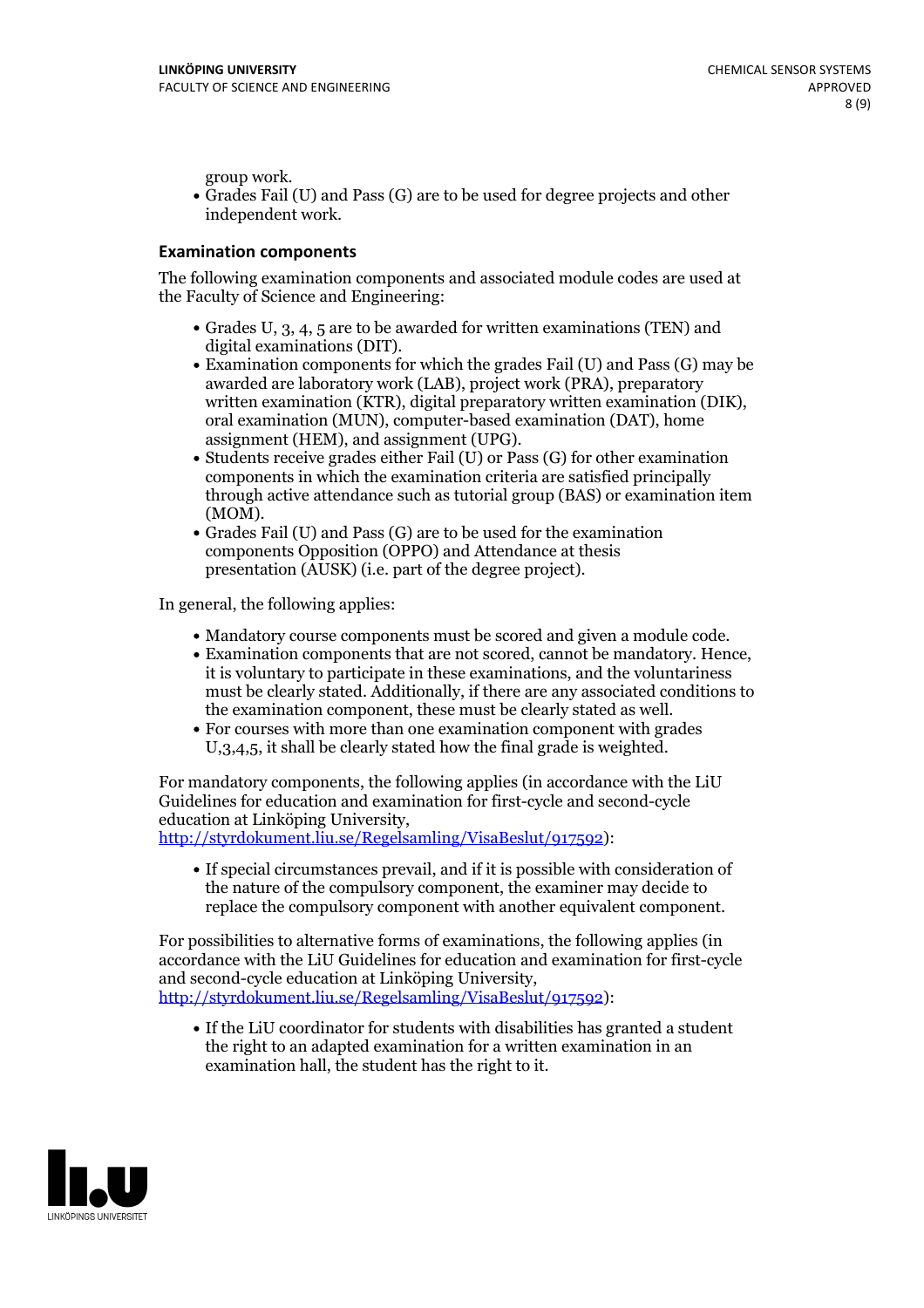group work.
- Grades Fail (U) and Pass (G) are to be used for degree projects and other independent work.

### Examination components

The following examination components and associated module codes are used at the Faculty of Science and Engineering:

- Grades U, 3, 4, 5 are to be awarded for written examinations (TEN) and digital examinations (DIT).
- Examination components for which the grades Fail (U) and Pass (G) may be awarded are laboratory work (LAB), project work (PRA), preparatory written examination (KTR), digital preparatory written examination (DIK), oral examination (MUN), computer-based examination (DAT), home assignment (HEM), and assignment (UPG).
- Students receive grades either Fail (U) or Pass (G) for other examination components in which the examination criteria are satisfied principally through active attendance such as tutorial group (BAS) or examination item (MOM).
- Grades Fail (U) and Pass (G) are to be used for the examination components Opposition (OPPO) and Attendance at thesis presentation (AUSK) (i.e. part of the degree project).

In general, the following applies:

- Mandatory course components must be scored and given a module code.
- Examination components that are not scored, cannot be mandatory. Hence, it is voluntary to participate in these examinations, and the voluntariness must be clearly stated. Additionally, if there are any associated conditions to the examination component, these must be clearly stated as well.
- For courses with more than one examination component with grades U,3,4,5, it shall be clearly stated how the final grade is weighted.

For mandatory components, the following applies (in accordance with the LiU Guidelines for education and examination for first-cycle and second-cycle education at Linköping University, http://styrdokument.liu.se/Regelsamling/VisaBeslut/917592):

- If special circumstances prevail, and if it is possible with consideration of the nature of the compulsory component, the examiner may decide to replace the compulsory component with another equivalent component.

For possibilities to alternative forms of examinations, the following applies (in accordance with the LiU Guidelines for education and examination for first-cycle and second-cycle education at Linköping University, http://styrdokument.liu.se/Regelsamling/VisaBeslut/917592):

- If the LiU coordinator for students with disabilities has granted a student the right to an adapted examination for a written examination in an examination hall, the student has the right to it.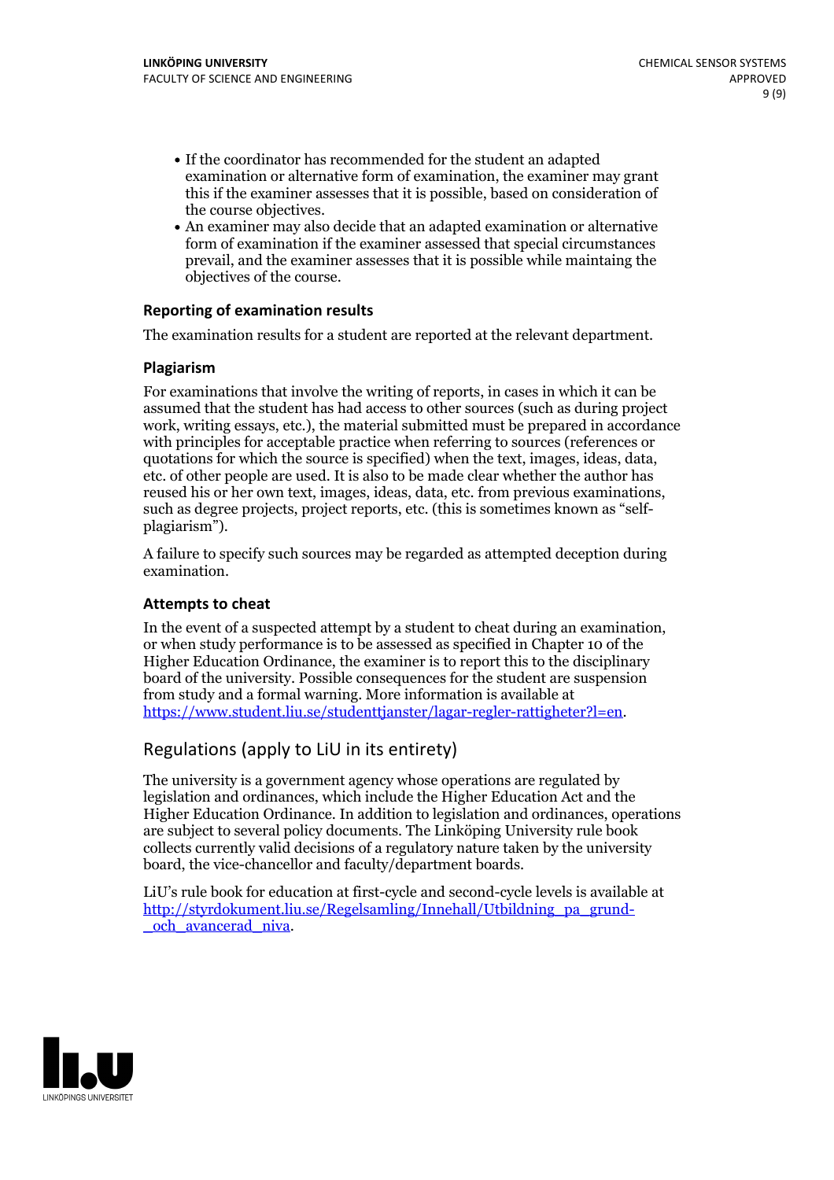- If the coordinator has recommended for the student an adapted examination or alternative form of examination, the examiner may grant this if the examiner assesses that it is possible, based on consideration of the course objectives.
- An examiner may also decide that an adapted examination or alternative form of examination if the examiner assessed that special circumstances prevail, and the examiner assesses that it is possible while maintaing the objectives of the course.

### Reporting of examination results

The examination results for a student are reported at the relevant department.

### Plagiarism

For examinations that involve the writing of reports, in cases in which it can be assumed that the student has had access to other sources (such as during project work, writing essays, etc.), the material submitted must be prepared in accordance with principles for acceptable practice when referring to sources (references or quotations for which the source is specified) when the text, images, ideas, data, etc. of other people are used. It is also to be made clear whether the author has reused his or her own text, images, ideas, data, etc. from previous examinations, such as degree projects, project reports, etc. (this is sometimes known as "self-plagiarism").

A failure to specify such sources may be regarded as attempted deception during examination.

### Attempts to cheat

In the event of a suspected attempt by a student to cheat during an examination, or when study performance is to be assessed as specified in Chapter 10 of the Higher Education Ordinance, the examiner is to report this to the disciplinary board of the university. Possible consequences for the student are suspension from study and a formal warning. More information is available at https://www.student.liu.se/studenttjanster/lagar-regler-rattigheter?l=en.

## Regulations (apply to LiU in its entirety)

The university is a government agency whose operations are regulated by legislation and ordinances, which include the Higher Education Act and the Higher Education Ordinance. In addition to legislation and ordinances, operations are subject to several policy documents. The Linköping University rule book collects currently valid decisions of a regulatory nature taken by the university board, the vice-chancellor and faculty/department boards.

LiU's rule book for education at first-cycle and second-cycle levels is available at http://styrdokument.liu.se/Regelsamling/Innehall/Utbildning_pa_grund-_och_avancerad_niva.